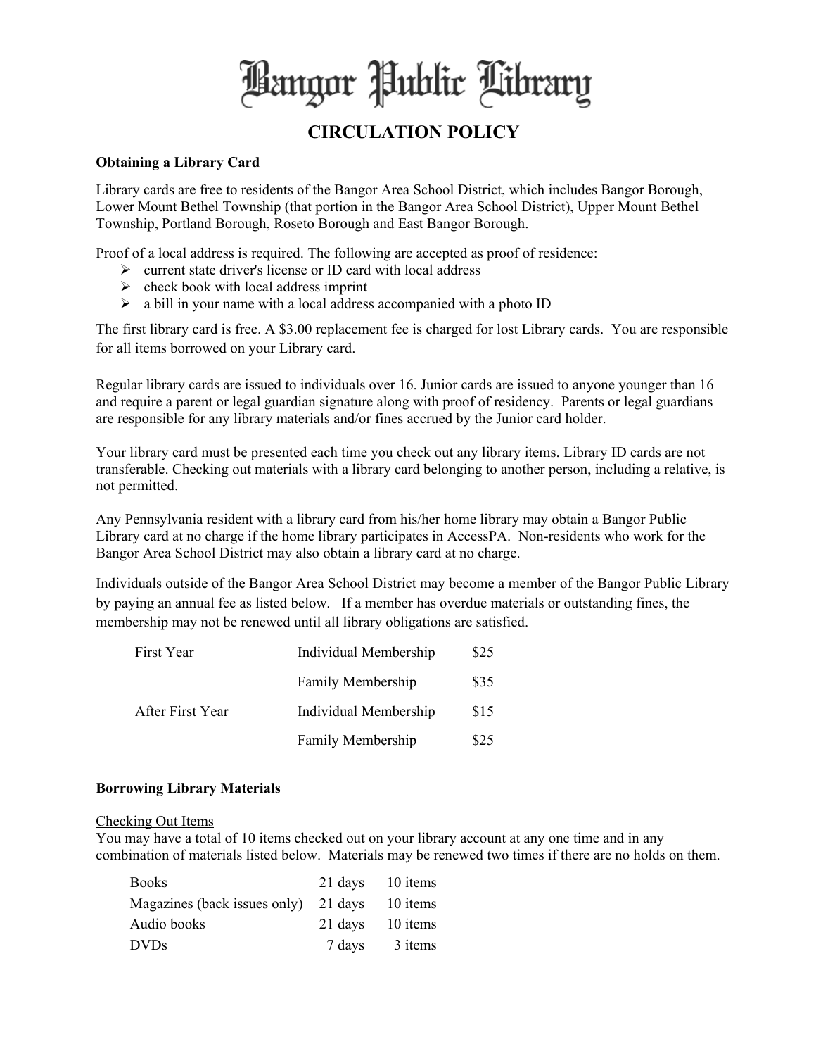# Bangor Public Library

## CIRCULATION POLICY

**Obtaining a Library Card**

Library cards are free to residents of the Bangor Area School District, which includes Bangor Borough, Lower Mount Bethel Township (that portion in the Bangor Area School District), Upper Mount Bethel Township, Portland Borough, Roseto Borough and East Bangor Borough.

Proof of a local address is required. The following are accepted as proof of residence:

- current state driver's license or ID card with local address
- check book with local address imprint
- a bill in your name with a local address accompanied with a photo ID

The first library card is free. A $3.00 replacement fee is charged for lost Library cards. You are responsible for all items borrowed on your Library card.

Regular library cards are issued to individuals over 16. Junior cards are issued to anyone younger than 16 and require a parent or legal guardian signature along with proof of residency. Parents or legal guardians are responsible for any library materials and/or fines accrued by the Junior card holder.

Your library card must be presented each time you check out any library items. Library ID cards are not transferable. Checking out materials with a library card belonging to another person, including a relative, is not permitted.

Any Pennsylvania resident with a library card from his/her home library may obtain a Bangor Public Library card at no charge if the home library participates in AccessPA. Non-residents who work for the Bangor Area School District may also obtain a library card at no charge.

Individuals outside of the Bangor Area School District may become a member of the Bangor Public Library by paying an annual fee as listed below. If a member has overdue materials or outstanding fines, the membership may not be renewed until all library obligations are satisfied.

| | | |
|---|---|---|
| First Year | Individual Membership | $25 |
| | Family Membership | $35 |
| After First Year | Individual Membership | $15 |
| | Family Membership | $25 |

**Borrowing Library Materials**

Checking Out Items

You may have a total of 10 items checked out on your library account at any one time and in any combination of materials listed below. Materials may be renewed two times if there are no holds on them.

| | | |
|---|---|---|
| Books | 21 days | 10 items |
| Magazines (back issues only) | 21 days | 10 items |
| Audio books | 21 days | 10 items |
| DVDs | 7 days | 3 items |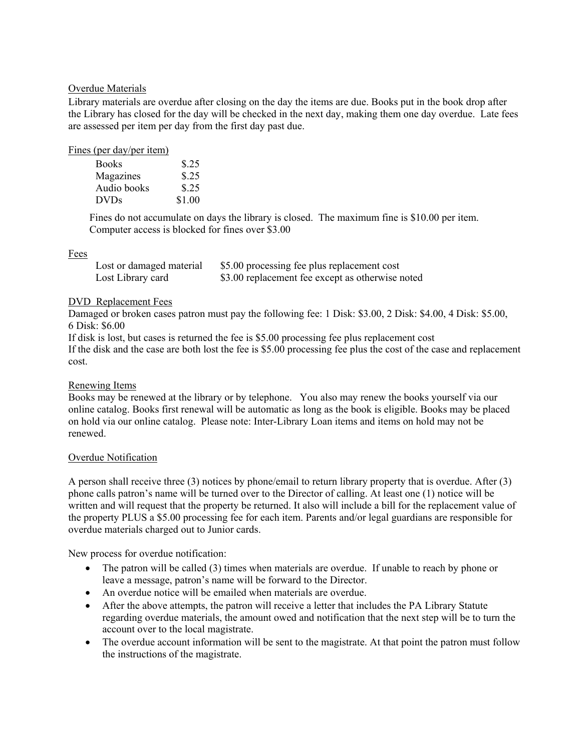## Overdue Materials

Library materials are overdue after closing on the day the items are due. Books put in the book drop after the Library has closed for the day will be checked in the next day, making them one day overdue. Late fees are assessed per item per day from the first day past due.

## Fines (per day/per item)

| Item | Fine |
|---|---|
| Books | $.25 |
| Magazines | $.25 |
| Audio books | $.25 |
| DVDs | $1.00 |

Fines do not accumulate on days the library is closed. The maximum fine is $10.00 per item. Computer access is blocked for fines over $3.00

## Fees

| Item | Fee |
|---|---|
| Lost or damaged material | $5.00 processing fee plus replacement cost |
| Lost Library card | $3.00 replacement fee except as otherwise noted |

## DVD Replacement Fees

Damaged or broken cases patron must pay the following fee: 1 Disk: $3.00, 2 Disk: $4.00, 4 Disk: $5.00, 6 Disk: $6.00

If disk is lost, but cases is returned the fee is $5.00 processing fee plus replacement cost

If the disk and the case are both lost the fee is $5.00 processing fee plus the cost of the case and replacement cost.

## Renewing Items

Books may be renewed at the library or by telephone. You also may renew the books yourself via our online catalog. Books first renewal will be automatic as long as the book is eligible. Books may be placed on hold via our online catalog. Please note: Inter-Library Loan items and items on hold may not be renewed.

## Overdue Notification

A person shall receive three (3) notices by phone/email to return library property that is overdue. After (3) phone calls patron's name will be turned over to the Director of calling. At least one (1) notice will be written and will request that the property be returned. It also will include a bill for the replacement value of the property PLUS a $5.00 processing fee for each item. Parents and/or legal guardians are responsible for overdue materials charged out to Junior cards.

New process for overdue notification:

- The patron will be called (3) times when materials are overdue. If unable to reach by phone or leave a message, patron's name will be forward to the Director.
- An overdue notice will be emailed when materials are overdue.
- After the above attempts, the patron will receive a letter that includes the PA Library Statute regarding overdue materials, the amount owed and notification that the next step will be to turn the account over to the local magistrate.
- The overdue account information will be sent to the magistrate. At that point the patron must follow the instructions of the magistrate.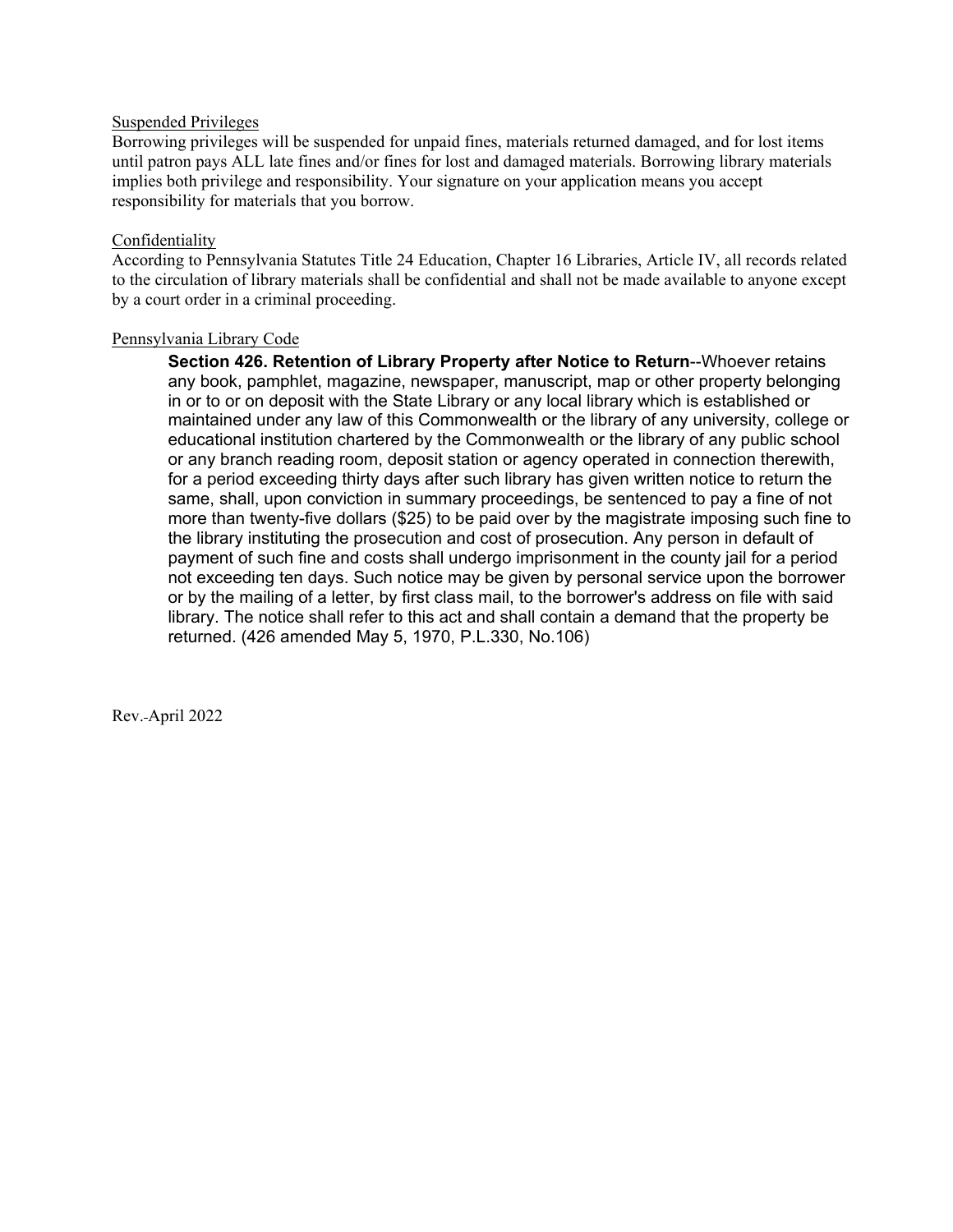## Suspended Privileges

Borrowing privileges will be suspended for unpaid fines, materials returned damaged, and for lost items until patron pays ALL late fines and/or fines for lost and damaged materials. Borrowing library materials implies both privilege and responsibility. Your signature on your application means you accept responsibility for materials that you borrow.

## Confidentiality

According to Pennsylvania Statutes Title 24 Education, Chapter 16 Libraries, Article IV, all records related to the circulation of library materials shall be confidential and shall not be made available to anyone except by a court order in a criminal proceeding.

## Pennsylvania Library Code

> **Section 426. Retention of Library Property after Notice to Return**--Whoever retains any book, pamphlet, magazine, newspaper, manuscript, map or other property belonging in or to or on deposit with the State Library or any local library which is established or maintained under any law of this Commonwealth or the library of any university, college or educational institution chartered by the Commonwealth or the library of any public school or any branch reading room, deposit station or agency operated in connection therewith, for a period exceeding thirty days after such library has given written notice to return the same, shall, upon conviction in summary proceedings, be sentenced to pay a fine of not more than twenty-five dollars ($25) to be paid over by the magistrate imposing such fine to the library instituting the prosecution and cost of prosecution. Any person in default of payment of such fine and costs shall undergo imprisonment in the county jail for a period not exceeding ten days. Such notice may be given by personal service upon the borrower or by the mailing of a letter, by first class mail, to the borrower's address on file with said library. The notice shall refer to this act and shall contain a demand that the property be returned. (426 amended May 5, 1970, P.L.330, No.106)

Rev.-April 2022